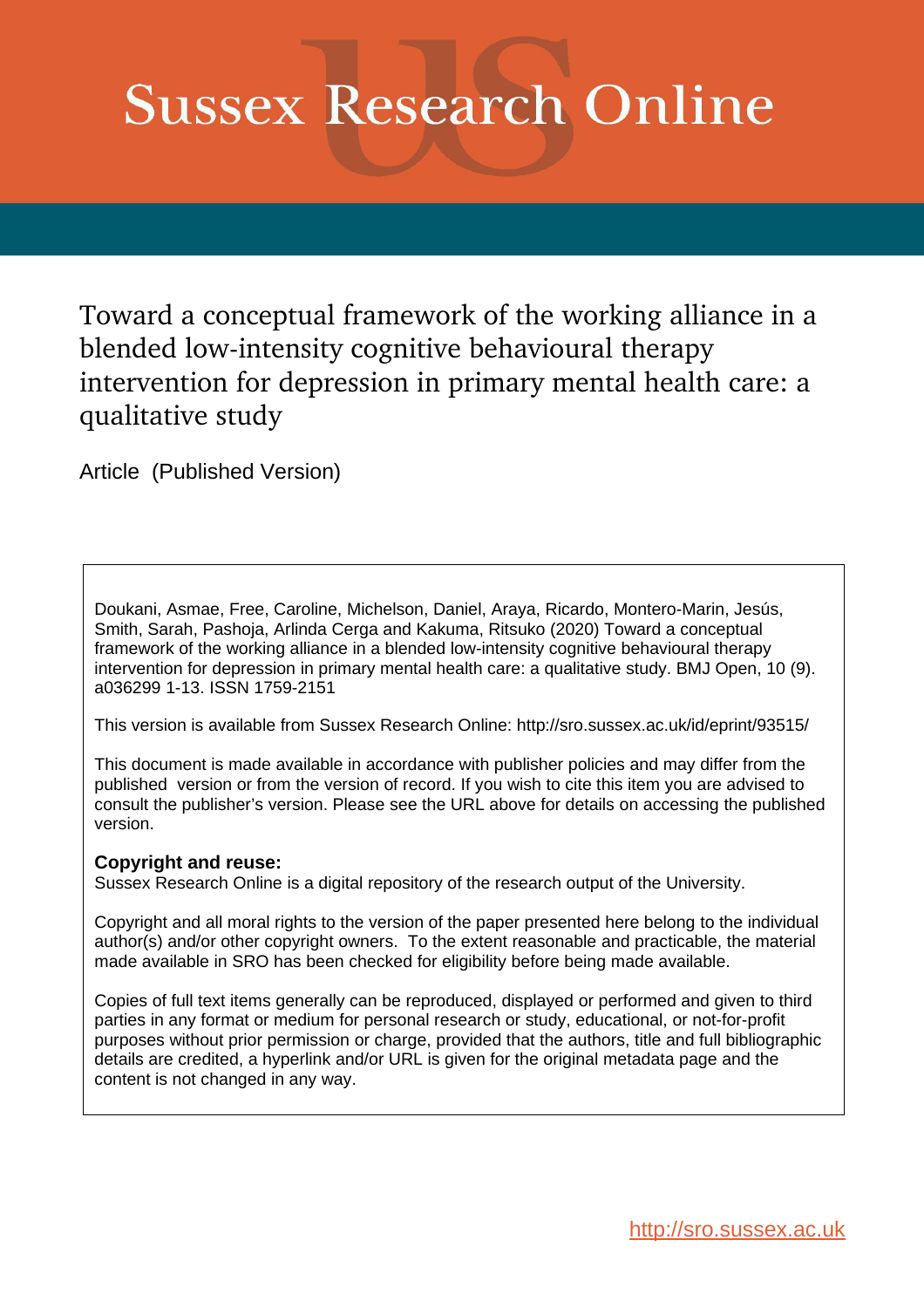# Sussex Research Online

## Toward a conceptual framework of the working alliance in a blended low-intensity cognitive behavioural therapy intervention for depression in primary mental health care: a qualitative study

Article (Published Version)

Doukani, Asmae, Free, Caroline, Michelson, Daniel, Araya, Ricardo, Montero-Marin, Jesús, Smith, Sarah, Pashoja, Arlinda Cerga and Kakuma, Ritsuko (2020) Toward a conceptual framework of the working alliance in a blended low-intensity cognitive behavioural therapy intervention for depression in primary mental health care: a qualitative study. BMJ Open, 10 (9). a036299 1-13. ISSN 1759-2151

This version is available from Sussex Research Online: http://sro.sussex.ac.uk/id/eprint/93515/

This document is made available in accordance with publisher policies and may differ from the published version or from the version of record. If you wish to cite this item you are advised to consult the publisher's version. Please see the URL above for details on accessing the published version.

**Copyright and reuse:**
Sussex Research Online is a digital repository of the research output of the University.

Copyright and all moral rights to the version of the paper presented here belong to the individual author(s) and/or other copyright owners. To the extent reasonable and practicable, the material made available in SRO has been checked for eligibility before being made available.

Copies of full text items generally can be reproduced, displayed or performed and given to third parties in any format or medium for personal research or study, educational, or not-for-profit purposes without prior permission or charge, provided that the authors, title and full bibliographic details are credited, a hyperlink and/or URL is given for the original metadata page and the content is not changed in any way.

http://sro.sussex.ac.uk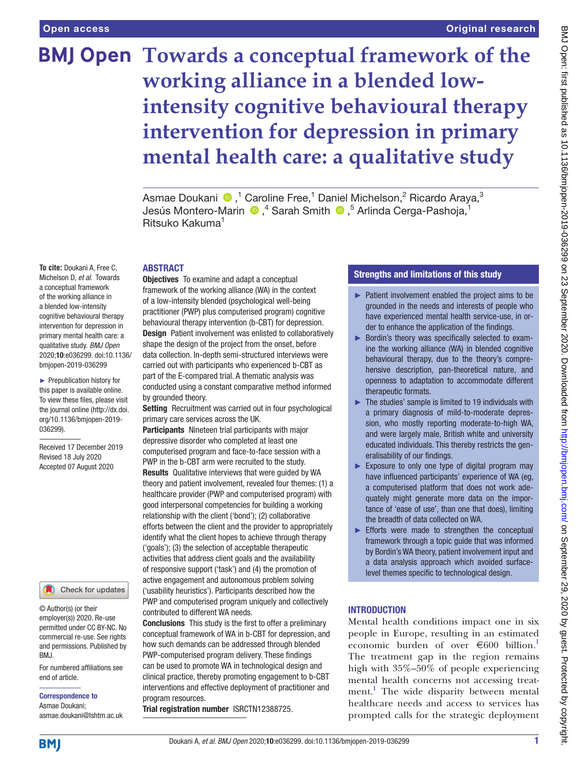# Towards a conceptual framework of the working alliance in a blended low-intensity cognitive behavioural therapy intervention for depression in primary mental health care: a qualitative study

Asmae Doukani [ID],[1] Caroline Free,[1] Daniel Michelson,[2] Ricardo Araya,[3] Jesús Montero-Marin [ID],[4] Sarah Smith [ID],[5] Arlinda Cerga-Pashoja,[1] Ritsuko Kakuma[1]

**To cite:** Doukani A, Free C, Michelson D, *et al*. Towards a conceptual framework of the working alliance in a blended low-intensity cognitive behavioural therapy intervention for depression in primary mental health care: a qualitative study. *BMJ Open* 2020;**10**:e036299. doi:10.1136/bmjopen-2019-036299

► Prepublication history for this paper is available online. To view these files, please visit the journal online (http://dx.doi.org/10.1136/bmjopen-2019-036299).

Received 17 December 2019
Revised 18 July 2020
Accepted 07 August 2020

© Author(s) (or their employer(s)) 2020. Re-use permitted under CC BY-NC. No commercial re-use. See rights and permissions. Published by BMJ.

For numbered affiliations see end of article.

**Correspondence to**
Asmae Doukani;
asmae.doukani@lshtm.ac.uk

## ABSTRACT

**Objectives** To examine and adapt a conceptual framework of the working alliance (WA) in the context of a low-intensity blended (psychological well-being practitioner (PWP) plus computerised program) cognitive behavioural therapy intervention (b-CBT) for depression.

**Design** Patient involvement was enlisted to collaboratively shape the design of the project from the onset, before data collection. In-depth semi-structured interviews were carried out with participants who experienced b-CBT as part of the E-compared trial. A thematic analysis was conducted using a constant comparative method informed by grounded theory.

**Setting** Recruitment was carried out in four psychological primary care services across the UK.

**Participants** Nineteen trial participants with major depressive disorder who completed at least one computerised program and face-to-face session with a PWP in the b-CBT arm were recruited to the study.

**Results** Qualitative interviews that were guided by WA theory and patient involvement, revealed four themes: (1) a healthcare provider (PWP and computerised program) with good interpersonal competencies for building a working relationship with the client ('bond'); (2) collaborative efforts between the client and the provider to appropriately identify what the client hopes to achieve through therapy ('goals'); (3) the selection of acceptable therapeutic activities that address client goals and the availability of responsive support ('task') and (4) the promotion of active engagement and autonomous problem solving ('usability heuristics'). Participants described how the PWP and computerised program uniquely and collectively contributed to different WA needs.

**Conclusions** This study is the first to offer a preliminary conceptual framework of WA in b-CBT for depression, and how such demands can be addressed through blended PWP-computerised program delivery. These findings can be used to promote WA in technological design and clinical practice, thereby promoting engagement to b-CBT interventions and effective deployment of practitioner and program resources.

**Trial registration number** ISRCTN12388725.

## Strengths and limitations of this study

- ► Patient involvement enabled the project aims to be grounded in the needs and interests of people who have experienced mental health service-use, in order to enhance the application of the findings.
- ► Bordin's theory was specifically selected to examine the working alliance (WA) in blended cognitive behavioural therapy, due to the theory's comprehensive description, pan-theoretical nature, and openness to adaptation to accommodate different therapeutic formats.
- ► The studies' sample is limited to 19 individuals with a primary diagnosis of mild-to-moderate depression, who mostly reporting moderate-to-high WA, and were largely male, British white and university educated individuals. This thereby restricts the generalisability of our findings.
- ► Exposure to only one type of digital program may have influenced participants' experience of WA (eg, a computerised platform that does not work adequately might generate more data on the importance of 'ease of use', than one that does), limiting the breadth of data collected on WA.
- ► Efforts were made to strengthen the conceptual framework through a topic guide that was informed by Bordin's WA theory, patient involvement input and a data analysis approach which avoided surface-level themes specific to technological design.

## INTRODUCTION

Mental health conditions impact one in six people in Europe, resulting in an estimated economic burden of over €600 billion.[1] The treatment gap in the region remains high with 35%–50% of people experiencing mental health concerns not accessing treatment.[1] The wide disparity between mental healthcare needs and access to services has prompted calls for the strategic deployment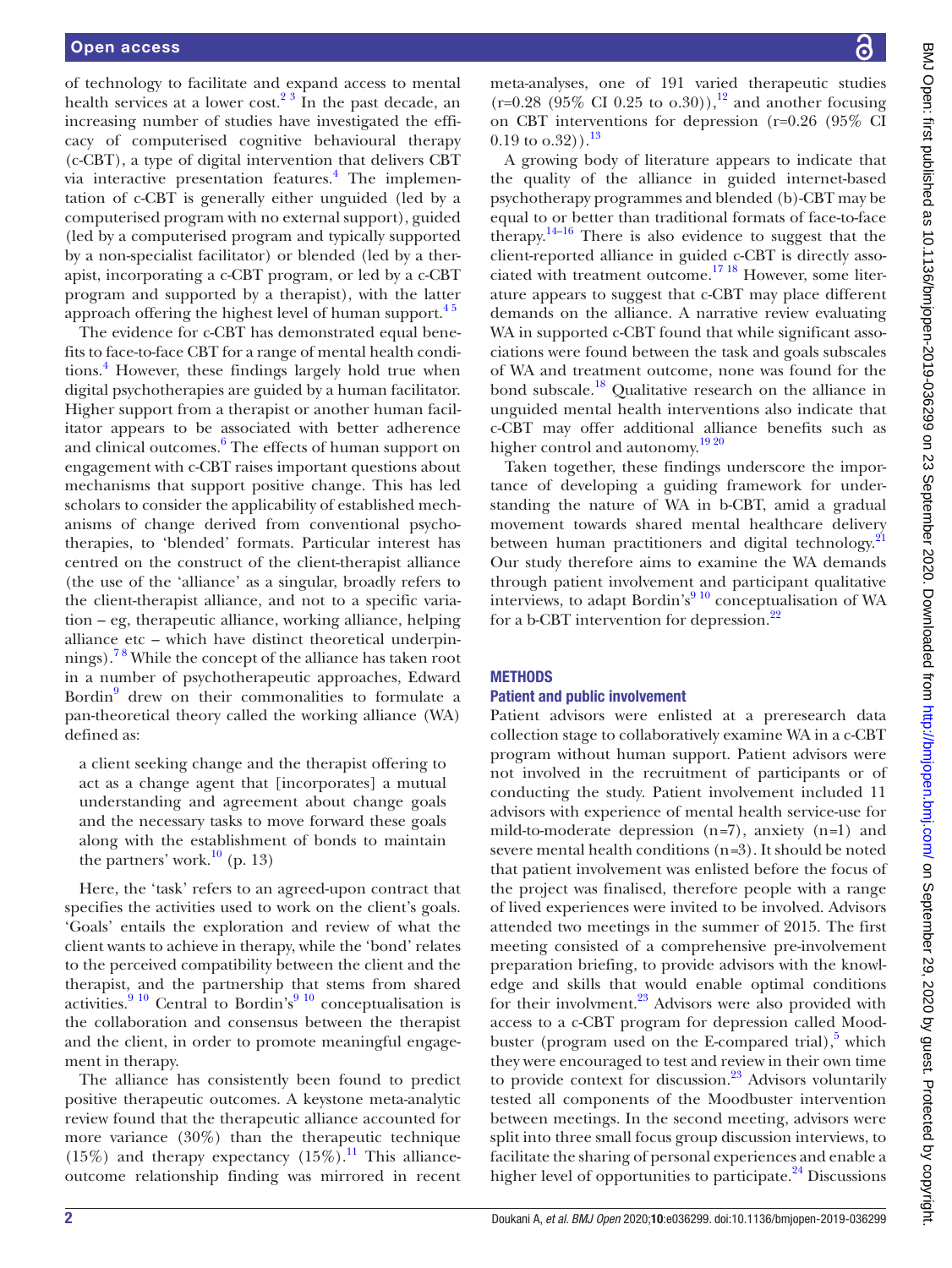of technology to facilitate and expand access to mental health services at a lower cost.[2 3] In the past decade, an increasing number of studies have investigated the efficacy of computerised cognitive behavioural therapy (c-CBT), a type of digital intervention that delivers CBT via interactive presentation features.[4] The implementation of c-CBT is generally either unguided (led by a computerised program with no external support), guided (led by a computerised program and typically supported by a non-specialist facilitator) or blended (led by a therapist, incorporating a c-CBT program, or led by a c-CBT program and supported by a therapist), with the latter approach offering the highest level of human support.[4 5]

The evidence for c-CBT has demonstrated equal benefits to face-to-face CBT for a range of mental health conditions.[4] However, these findings largely hold true when digital psychotherapies are guided by a human facilitator. Higher support from a therapist or another human facilitator appears to be associated with better adherence and clinical outcomes.[6] The effects of human support on engagement with c-CBT raises important questions about mechanisms that support positive change. This has led scholars to consider the applicability of established mechanisms of change derived from conventional psychotherapies, to 'blended' formats. Particular interest has centred on the construct of the client-therapist alliance (the use of the 'alliance' as a singular, broadly refers to the client-therapist alliance, and not to a specific variation – eg, therapeutic alliance, working alliance, helping alliance etc – which have distinct theoretical underpinnings).[7 8] While the concept of the alliance has taken root in a number of psychotherapeutic approaches, Edward Bordin[9] drew on their commonalities to formulate a pan-theoretical theory called the working alliance (WA) defined as:

> a client seeking change and the therapist offering to act as a change agent that [incorporates] a mutual understanding and agreement about change goals and the necessary tasks to move forward these goals along with the establishment of bonds to maintain the partners' work.[10] (p. 13)

Here, the 'task' refers to an agreed-upon contract that specifies the activities used to work on the client's goals. 'Goals' entails the exploration and review of what the client wants to achieve in therapy, while the 'bond' relates to the perceived compatibility between the client and the therapist, and the partnership that stems from shared activities.[9 10] Central to Bordin's[9 10] conceptualisation is the collaboration and consensus between the therapist and the client, in order to promote meaningful engagement in therapy.

The alliance has consistently been found to predict positive therapeutic outcomes. A keystone meta-analytic review found that the therapeutic alliance accounted for more variance (30%) than the therapeutic technique (15%) and therapy expectancy (15%).[11] This alliance-outcome relationship finding was mirrored in recent meta-analyses, one of 191 varied therapeutic studies (r=0.28 (95% CI 0.25 to o.30)),[12] and another focusing on CBT interventions for depression (r=0.26 (95% CI 0.19 to o.32)).[13]

A growing body of literature appears to indicate that the quality of the alliance in guided internet-based psychotherapy programmes and blended (b)-CBT may be equal to or better than traditional formats of face-to-face therapy.[14–16] There is also evidence to suggest that the client-reported alliance in guided c-CBT is directly associated with treatment outcome.[17 18] However, some literature appears to suggest that c-CBT may place different demands on the alliance. A narrative review evaluating WA in supported c-CBT found that while significant associations were found between the task and goals subscales of WA and treatment outcome, none was found for the bond subscale.[18] Qualitative research on the alliance in unguided mental health interventions also indicate that c-CBT may offer additional alliance benefits such as higher control and autonomy.[19 20]

Taken together, these findings underscore the importance of developing a guiding framework for understanding the nature of WA in b-CBT, amid a gradual movement towards shared mental healthcare delivery between human practitioners and digital technology.[21] Our study therefore aims to examine the WA demands through patient involvement and participant qualitative interviews, to adapt Bordin's[9 10] conceptualisation of WA for a b-CBT intervention for depression.[22]

## METHODS

### Patient and public involvement

Patient advisors were enlisted at a preresearch data collection stage to collaboratively examine WA in a c-CBT program without human support. Patient advisors were not involved in the recruitment of participants or of conducting the study. Patient involvement included 11 advisors with experience of mental health service-use for mild-to-moderate depression (n=7), anxiety (n=1) and severe mental health conditions (n=3). It should be noted that patient involvement was enlisted before the focus of the project was finalised, therefore people with a range of lived experiences were invited to be involved. Advisors attended two meetings in the summer of 2015. The first meeting consisted of a comprehensive pre-involvement preparation briefing, to provide advisors with the knowledge and skills that would enable optimal conditions for their involvment.[23] Advisors were also provided with access to a c-CBT program for depression called Moodbuster (program used on the E-compared trial),[5] which they were encouraged to test and review in their own time to provide context for discussion.[23] Advisors voluntarily tested all components of the Moodbuster intervention between meetings. In the second meeting, advisors were split into three small focus group discussion interviews, to facilitate the sharing of personal experiences and enable a higher level of opportunities to participate.[24] Discussions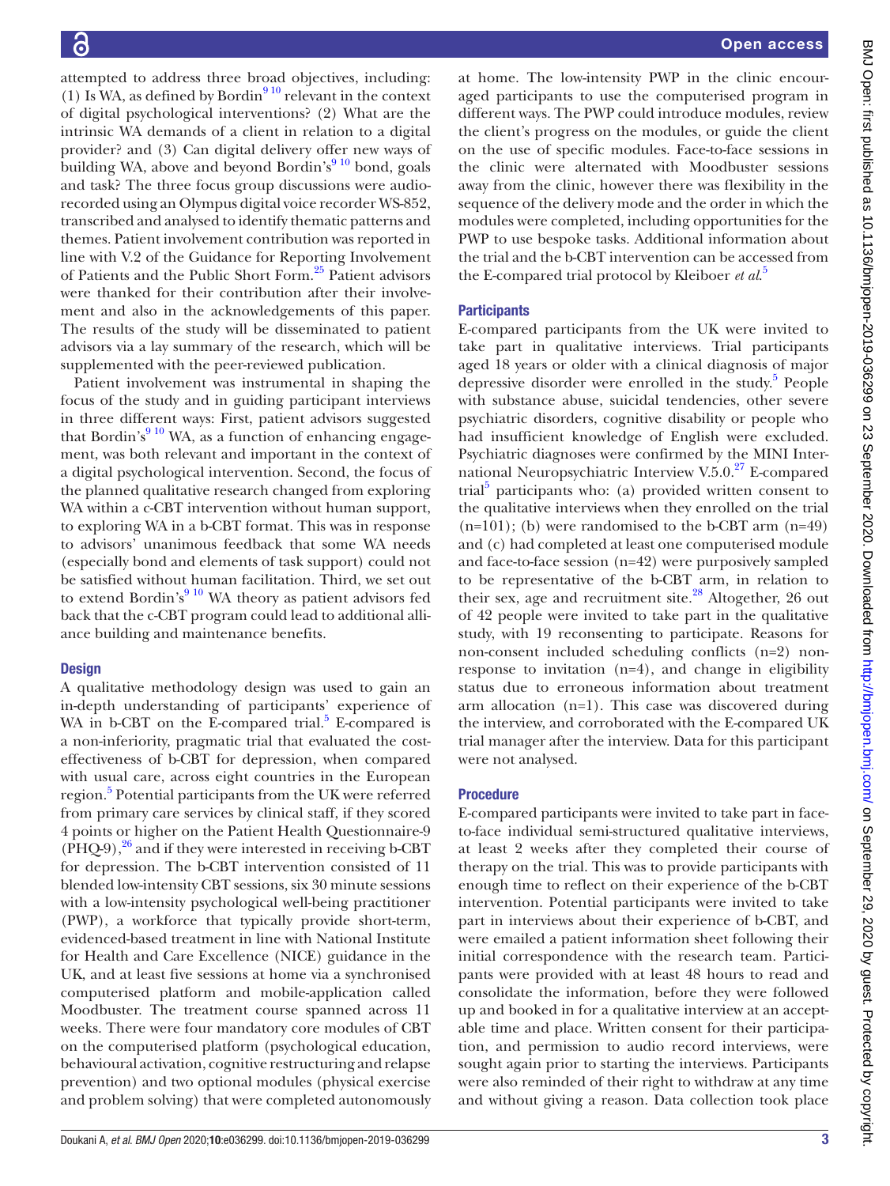attempted to address three broad objectives, including: (1) Is WA, as defined by Bordin[9 10] relevant in the context of digital psychological interventions? (2) What are the intrinsic WA demands of a client in relation to a digital provider? and (3) Can digital delivery offer new ways of building WA, above and beyond Bordin's[9 10] bond, goals and task? The three focus group discussions were audio-recorded using an Olympus digital voice recorder WS-852, transcribed and analysed to identify thematic patterns and themes. Patient involvement contribution was reported in line with V.2 of the Guidance for Reporting Involvement of Patients and the Public Short Form.[25] Patient advisors were thanked for their contribution after their involvement and also in the acknowledgements of this paper. The results of the study will be disseminated to patient advisors via a lay summary of the research, which will be supplemented with the peer-reviewed publication.

Patient involvement was instrumental in shaping the focus of the study and in guiding participant interviews in three different ways: First, patient advisors suggested that Bordin's[9 10] WA, as a function of enhancing engagement, was both relevant and important in the context of a digital psychological intervention. Second, the focus of the planned qualitative research changed from exploring WA within a c-CBT intervention without human support, to exploring WA in a b-CBT format. This was in response to advisors' unanimous feedback that some WA needs (especially bond and elements of task support) could not be satisfied without human facilitation. Third, we set out to extend Bordin's[9 10] WA theory as patient advisors fed back that the c-CBT program could lead to additional alliance building and maintenance benefits.

## Design

A qualitative methodology design was used to gain an in-depth understanding of participants' experience of WA in b-CBT on the E-compared trial.[5] E-compared is a non-inferiority, pragmatic trial that evaluated the cost-effectiveness of b-CBT for depression, when compared with usual care, across eight countries in the European region.[5] Potential participants from the UK were referred from primary care services by clinical staff, if they scored 4 points or higher on the Patient Health Questionnaire-9 (PHQ-9),[26] and if they were interested in receiving b-CBT for depression. The b-CBT intervention consisted of 11 blended low-intensity CBT sessions, six 30 minute sessions with a low-intensity psychological well-being practitioner (PWP), a workforce that typically provide short-term, evidenced-based treatment in line with National Institute for Health and Care Excellence (NICE) guidance in the UK, and at least five sessions at home via a synchronised computerised platform and mobile-application called Moodbuster. The treatment course spanned across 11 weeks. There were four mandatory core modules of CBT on the computerised platform (psychological education, behavioural activation, cognitive restructuring and relapse prevention) and two optional modules (physical exercise and problem solving) that were completed autonomously at home. The low-intensity PWP in the clinic encouraged participants to use the computerised program in different ways. The PWP could introduce modules, review the client's progress on the modules, or guide the client on the use of specific modules. Face-to-face sessions in the clinic were alternated with Moodbuster sessions away from the clinic, however there was flexibility in the sequence of the delivery mode and the order in which the modules were completed, including opportunities for the PWP to use bespoke tasks. Additional information about the trial and the b-CBT intervention can be accessed from the E-compared trial protocol by Kleiboer *et al*.[5]

## Participants

E-compared participants from the UK were invited to take part in qualitative interviews. Trial participants aged 18 years or older with a clinical diagnosis of major depressive disorder were enrolled in the study.[5] People with substance abuse, suicidal tendencies, other severe psychiatric disorders, cognitive disability or people who had insufficient knowledge of English were excluded. Psychiatric diagnoses were confirmed by the MINI International Neuropsychiatric Interview V.5.0.[27] E-compared trial[5] participants who: (a) provided written consent to the qualitative interviews when they enrolled on the trial (n=101); (b) were randomised to the b-CBT arm (n=49) and (c) had completed at least one computerised module and face-to-face session (n=42) were purposively sampled to be representative of the b-CBT arm, in relation to their sex, age and recruitment site.[28] Altogether, 26 out of 42 people were invited to take part in the qualitative study, with 19 reconsenting to participate. Reasons for non-consent included scheduling conflicts (n=2) non-response to invitation (n=4), and change in eligibility status due to erroneous information about treatment arm allocation (n=1). This case was discovered during the interview, and corroborated with the E-compared UK trial manager after the interview. Data for this participant were not analysed.

## Procedure

E-compared participants were invited to take part in face-to-face individual semi-structured qualitative interviews, at least 2 weeks after they completed their course of therapy on the trial. This was to provide participants with enough time to reflect on their experience of the b-CBT intervention. Potential participants were invited to take part in interviews about their experience of b-CBT, and were emailed a patient information sheet following their initial correspondence with the research team. Participants were provided with at least 48 hours to read and consolidate the information, before they were followed up and booked in for a qualitative interview at an acceptable time and place. Written consent for their participation, and permission to audio record interviews, were sought again prior to starting the interviews. Participants were also reminded of their right to withdraw at any time and without giving a reason. Data collection took place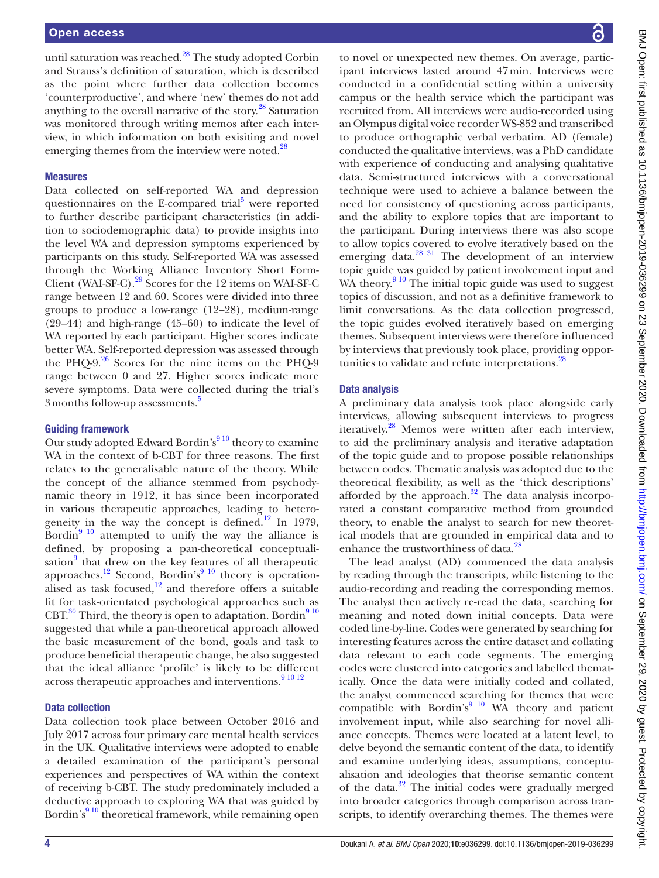until saturation was reached.[28] The study adopted Corbin and Strauss's definition of saturation, which is described as the point where further data collection becomes 'counterproductive', and where 'new' themes do not add anything to the overall narrative of the story.[28] Saturation was monitored through writing memos after each interview, in which information on both exisiting and novel emerging themes from the interview were noted.[28]

### Measures

Data collected on self-reported WA and depression questionnaires on the E-compared trial[5] were reported to further describe participant characteristics (in addition to sociodemographic data) to provide insights into the level WA and depression symptoms experienced by participants on this study. Self-reported WA was assessed through the Working Alliance Inventory Short Form-Client (WAI-SF-C).[29] Scores for the 12 items on WAI-SF-C range between 12 and 60. Scores were divided into three groups to produce a low-range (12–28), medium-range (29–44) and high-range (45–60) to indicate the level of WA reported by each participant. Higher scores indicate better WA. Self-reported depression was assessed through the PHQ-9.[26] Scores for the nine items on the PHQ-9 range between 0 and 27. Higher scores indicate more severe symptoms. Data were collected during the trial's 3 months follow-up assessments.[5]

### Guiding framework

Our study adopted Edward Bordin's[9 10] theory to examine WA in the context of b-CBT for three reasons. The first relates to the generalisable nature of the theory. While the concept of the alliance stemmed from psychodynamic theory in 1912, it has since been incorporated in various therapeutic approaches, leading to heterogeneity in the way the concept is defined.[12] In 1979, Bordin[9 10] attempted to unify the way the alliance is defined, by proposing a pan-theoretical conceptualisation[9] that drew on the key features of all therapeutic approaches.[12] Second, Bordin's[9 10] theory is operationalised as task focused,[12] and therefore offers a suitable fit for task-orientated psychological approaches such as CBT.[30] Third, the theory is open to adaptation. Bordin[9 10] suggested that while a pan-theoretical approach allowed the basic measurement of the bond, goals and task to produce beneficial therapeutic change, he also suggested that the ideal alliance 'profile' is likely to be different across therapeutic approaches and interventions.[9 10 12]

### Data collection

Data collection took place between October 2016 and July 2017 across four primary care mental health services in the UK. Qualitative interviews were adopted to enable a detailed examination of the participant's personal experiences and perspectives of WA within the context of receiving b-CBT. The study predominately included a deductive approach to exploring WA that was guided by Bordin's[9 10] theoretical framework, while remaining open to novel or unexpected new themes. On average, participant interviews lasted around 47 min. Interviews were conducted in a confidential setting within a university campus or the health service which the participant was recruited from. All interviews were audio-recorded using an Olympus digital voice recorder WS-852 and transcribed to produce orthographic verbal verbatim. AD (female) conducted the qualitative interviews, was a PhD candidate with experience of conducting and analysing qualitative data. Semi-structured interviews with a conversational technique were used to achieve a balance between the need for consistency of questioning across participants, and the ability to explore topics that are important to the participant. During interviews there was also scope to allow topics covered to evolve iteratively based on the emerging data.[28 31] The development of an interview topic guide was guided by patient involvement input and WA theory.[9 10] The initial topic guide was used to suggest topics of discussion, and not as a definitive framework to limit conversations. As the data collection progressed, the topic guides evolved iteratively based on emerging themes. Subsequent interviews were therefore influenced by interviews that previously took place, providing opportunities to validate and refute interpretations.[28]

### Data analysis

A preliminary data analysis took place alongside early interviews, allowing subsequent interviews to progress iteratively.[28] Memos were written after each interview, to aid the preliminary analysis and iterative adaptation of the topic guide and to propose possible relationships between codes. Thematic analysis was adopted due to the theoretical flexibility, as well as the 'thick descriptions' afforded by the approach.[32] The data analysis incorporated a constant comparative method from grounded theory, to enable the analyst to search for new theoretical models that are grounded in empirical data and to enhance the trustworthiness of data.[28]

The lead analyst (AD) commenced the data analysis by reading through the transcripts, while listening to the audio-recording and reading the corresponding memos. The analyst then actively re-read the data, searching for meaning and noted down initial concepts. Data were coded line-by-line. Codes were generated by searching for interesting features across the entire dataset and collating data relevant to each code segments. The emerging codes were clustered into categories and labelled thematically. Once the data were initially coded and collated, the analyst commenced searching for themes that were compatible with Bordin's[9 10] WA theory and patient involvement input, while also searching for novel alliance concepts. Themes were located at a latent level, to delve beyond the semantic content of the data, to identify and examine underlying ideas, assumptions, conceptualisation and ideologies that theorise semantic content of the data.[32] The initial codes were gradually merged into broader categories through comparison across transcripts, to identify overarching themes. The themes were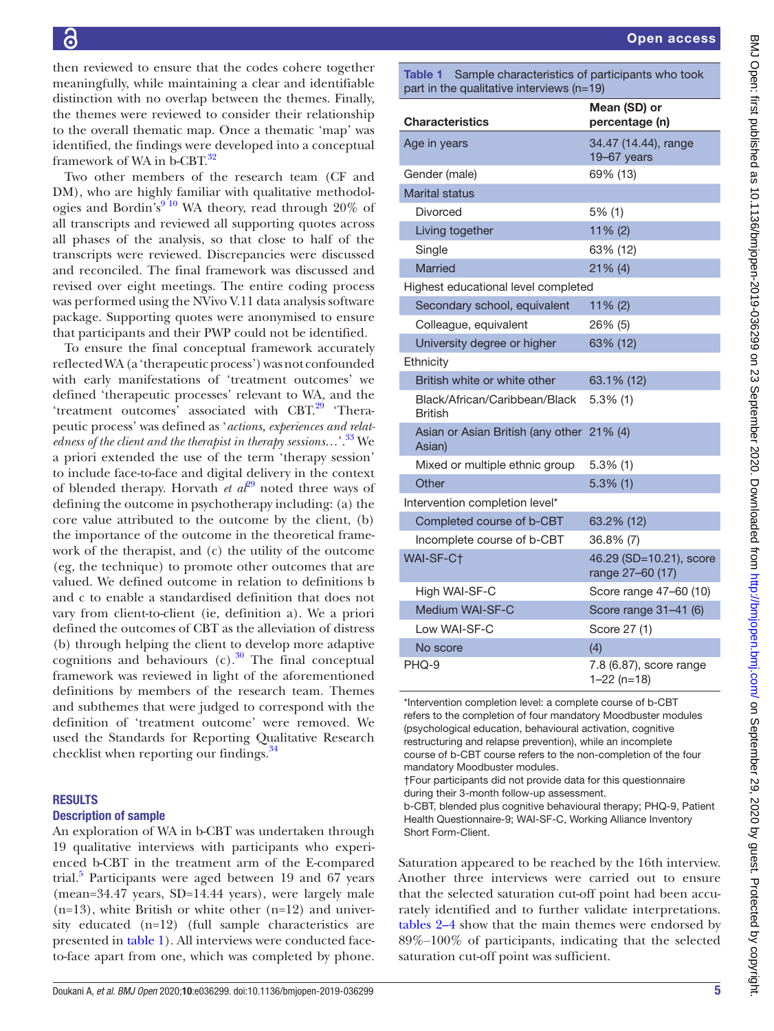then reviewed to ensure that the codes cohere together meaningfully, while maintaining a clear and identifiable distinction with no overlap between the themes. Finally, the themes were reviewed to consider their relationship to the overall thematic map. Once a thematic 'map' was identified, the findings were developed into a conceptual framework of WA in b-CBT.[32]

Two other members of the research team (CF and DM), who are highly familiar with qualitative methodologies and Bordin's[9 10] WA theory, read through 20% of all transcripts and reviewed all supporting quotes across all phases of the analysis, so that close to half of the transcripts were reviewed. Discrepancies were discussed and reconciled. The final framework was discussed and revised over eight meetings. The entire coding process was performed using the NVivo V.11 data analysis software package. Supporting quotes were anonymised to ensure that participants and their PWP could not be identified.

To ensure the final conceptual framework accurately reflected WA (a 'therapeutic process') was not confounded with early manifestations of 'treatment outcomes' we defined 'therapeutic processes' relevant to WA, and the 'treatment outcomes' associated with CBT.[29] 'Therapeutic process' was defined as '*actions, experiences and relatedness of the client and the therapist in therapy sessions…*'.[33] We a priori extended the use of the term 'therapy session' to include face-to-face and digital delivery in the context of blended therapy. Horvath *et al*[29] noted three ways of defining the outcome in psychotherapy including: (a) the core value attributed to the outcome by the client, (b) the importance of the outcome in the theoretical framework of the therapist, and (c) the utility of the outcome (eg, the technique) to promote other outcomes that are valued. We defined outcome in relation to definitions b and c to enable a standardised definition that does not vary from client-to-client (ie, definition a). We a priori defined the outcomes of CBT as the alleviation of distress (b) through helping the client to develop more adaptive cognitions and behaviours (c).[30] The final conceptual framework was reviewed in light of the aforementioned definitions by members of the research team. Themes and subthemes that were judged to correspond with the definition of 'treatment outcome' were removed. We used the Standards for Reporting Qualitative Research checklist when reporting our findings.[34]

## RESULTS

### Description of sample

An exploration of WA in b-CBT was undertaken through 19 qualitative interviews with participants who experienced b-CBT in the treatment arm of the E-compared trial.[5] Participants were aged between 19 and 67 years (mean=34.47 years, SD=14.44 years), were largely male (n=13), white British or white other (n=12) and university educated (n=12) (full sample characteristics are presented in table 1). All interviews were conducted face-to-face apart from one, which was completed by phone.

**Table 1** Sample characteristics of participants who took part in the qualitative interviews (n=19)

| Characteristics | Mean (SD) or percentage (n) |
|---|---|
| Age in years | 34.47 (14.44), range 19–67 years |
| Gender (male) | 69% (13) |
| Marital status | |
| Divorced | 5% (1) |
| Living together | 11% (2) |
| Single | 63% (12) |
| Married | 21% (4) |
| Highest educational level completed | |
| Secondary school, equivalent | 11% (2) |
| Colleague, equivalent | 26% (5) |
| University degree or higher | 63% (12) |
| Ethnicity | |
| British white or white other | 63.1% (12) |
| Black/African/Caribbean/Black British | 5.3% (1) |
| Asian or Asian British (any other Asian) | 21% (4) |
| Mixed or multiple ethnic group | 5.3% (1) |
| Other | 5.3% (1) |
| Intervention completion level* | |
| Completed course of b-CBT | 63.2% (12) |
| Incomplete course of b-CBT | 36.8% (7) |
| WAI-SF-C† | 46.29 (SD=10.21), score range 27–60 (17) |
| High WAI-SF-C | Score range 47–60 (10) |
| Medium WAI-SF-C | Score range 31–41 (6) |
| Low WAI-SF-C | Score 27 (1) |
| No score | (4) |
| PHQ-9 | 7.8 (6.87), score range 1–22 (n=18) |

*Intervention completion level: a complete course of b-CBT refers to the completion of four mandatory Moodbuster modules (psychological education, behavioural activation, cognitive restructuring and relapse prevention), while an incomplete course of b-CBT refers to the non-completion of the four mandatory Moodbuster modules.
†Four participants did not provide data for this questionnaire during their 3-month follow-up assessment.
b-CBT, blended plus cognitive behavioural therapy; PHQ-9, Patient Health Questionnaire-9; WAI-SF-C, Working Alliance Inventory Short Form-Client.

Saturation appeared to be reached by the 16th interview. Another three interviews were carried out to ensure that the selected saturation cut-off point had been accurately identified and to further validate interpretations. tables 2–4 show that the main themes were endorsed by 89%–100% of participants, indicating that the selected saturation cut-off point was sufficient.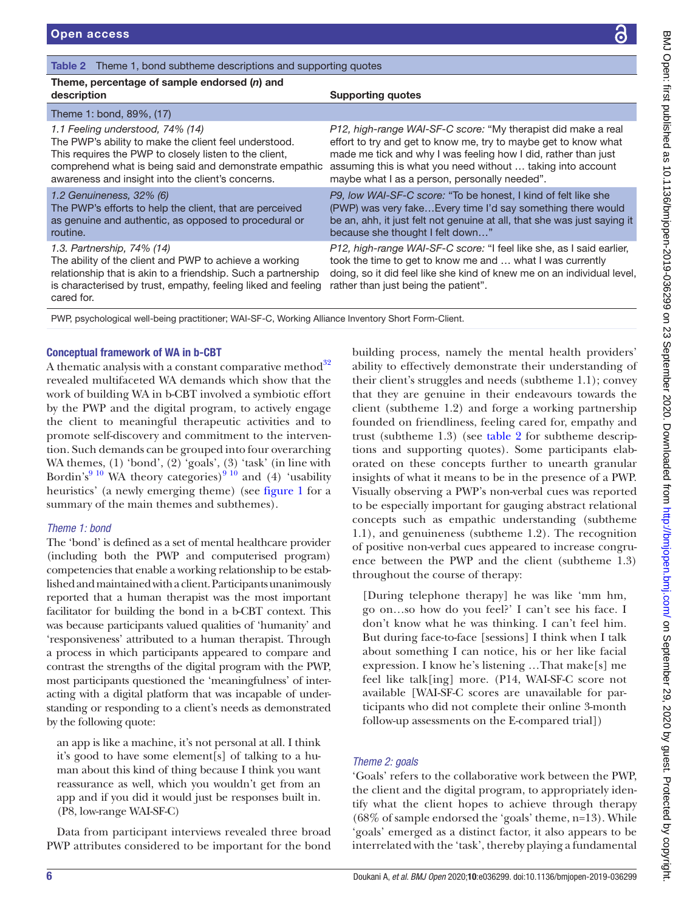**Table 2** Theme 1, bond subtheme descriptions and supporting quotes

| Theme, percentage of sample endorsed (*n*) and description | Supporting quotes |
|---|---|
| Theme 1: bond, 89%, (17) | |
| *1.1 Feeling understood, 74% (14)* The PWP's ability to make the client feel understood. This requires the PWP to closely listen to the client, comprehend what is being said and demonstrate empathic awareness and insight into the client's concerns. | *P12, high-range WAI-SF-C score:* "My therapist did make a real effort to try and get to know me, try to maybe get to know what made me tick and why I was feeling how I did, rather than just assuming this is what you need without … taking into account maybe what I as a person, personally needed". |
| *1.2 Genuineness, 32% (6)* The PWP's efforts to help the client, that are perceived as genuine and authentic, as opposed to procedural or routine. | *P9, low WAI-SF-C score:* "To be honest, I kind of felt like she (PWP) was very fake…Every time I'd say something there would be an, ahh, it just felt not genuine at all, that she was just saying it because she thought I felt down…" |
| *1.3. Partnership, 74% (14)* The ability of the client and PWP to achieve a working relationship that is akin to a friendship. Such a partnership is characterised by trust, empathy, feeling liked and feeling cared for. | *P12, high-range WAI-SF-C score:* "I feel like she, as I said earlier, took the time to get to know me and … what I was currently doing, so it did feel like she kind of knew me on an individual level, rather than just being the patient". |

PWP, psychological well-being practitioner; WAI-SF-C, Working Alliance Inventory Short Form-Client.

## Conceptual framework of WA in b-CBT

A thematic analysis with a constant comparative method[32] revealed multifaceted WA demands which show that the work of building WA in b-CBT involved a symbiotic effort by the PWP and the digital program, to actively engage the client to meaningful therapeutic activities and to promote self-discovery and commitment to the intervention. Such demands can be grouped into four overarching WA themes, (1) 'bond', (2) 'goals', (3) 'task' (in line with Bordin's[9,10] WA theory categories)[9,10] and (4) 'usability heuristics' (a newly emerging theme) (see figure 1 for a summary of the main themes and subthemes).

### *Theme 1: bond*

The 'bond' is defined as a set of mental healthcare provider (including both the PWP and computerised program) competencies that enable a working relationship to be established and maintained with a client. Participants unanimously reported that a human therapist was the most important facilitator for building the bond in a b-CBT context. This was because participants valued qualities of 'humanity' and 'responsiveness' attributed to a human therapist. Through a process in which participants appeared to compare and contrast the strengths of the digital program with the PWP, most participants questioned the 'meaningfulness' of interacting with a digital platform that was incapable of understanding or responding to a client's needs as demonstrated by the following quote:

> an app is like a machine, it's not personal at all. I think it's good to have some element[s] of talking to a human about this kind of thing because I think you want reassurance as well, which you wouldn't get from an app and if you did it would just be responses built in. (P8, low-range WAI-SF-C)

Data from participant interviews revealed three broad PWP attributes considered to be important for the bond building process, namely the mental health providers' ability to effectively demonstrate their understanding of their client's struggles and needs (subtheme 1.1); convey that they are genuine in their endeavours towards the client (subtheme 1.2) and forge a working partnership founded on friendliness, feeling cared for, empathy and trust (subtheme 1.3) (see table 2 for subtheme descriptions and supporting quotes). Some participants elaborated on these concepts further to unearth granular insights of what it means to be in the presence of a PWP. Visually observing a PWP's non-verbal cues was reported to be especially important for gauging abstract relational concepts such as empathic understanding (subtheme 1.1), and genuineness (subtheme 1.2). The recognition of positive non-verbal cues appeared to increase congruence between the PWP and the client (subtheme 1.3) throughout the course of therapy:

> [During telephone therapy] he was like 'mm hm, go on…so how do you feel?' I can't see his face. I don't know what he was thinking. I can't feel him. But during face-to-face [sessions] I think when I talk about something I can notice, his or her like facial expression. I know he's listening …That make[s] me feel like talk[ing] more. (P14, WAI-SF-C score not available [WAI-SF-C scores are unavailable for participants who did not complete their online 3-month follow-up assessments on the E-compared trial])

### *Theme 2: goals*

'Goals' refers to the collaborative work between the PWP, the client and the digital program, to appropriately identify what the client hopes to achieve through therapy (68% of sample endorsed the 'goals' theme, n=13). While 'goals' emerged as a distinct factor, it also appears to be interrelated with the 'task', thereby playing a fundamental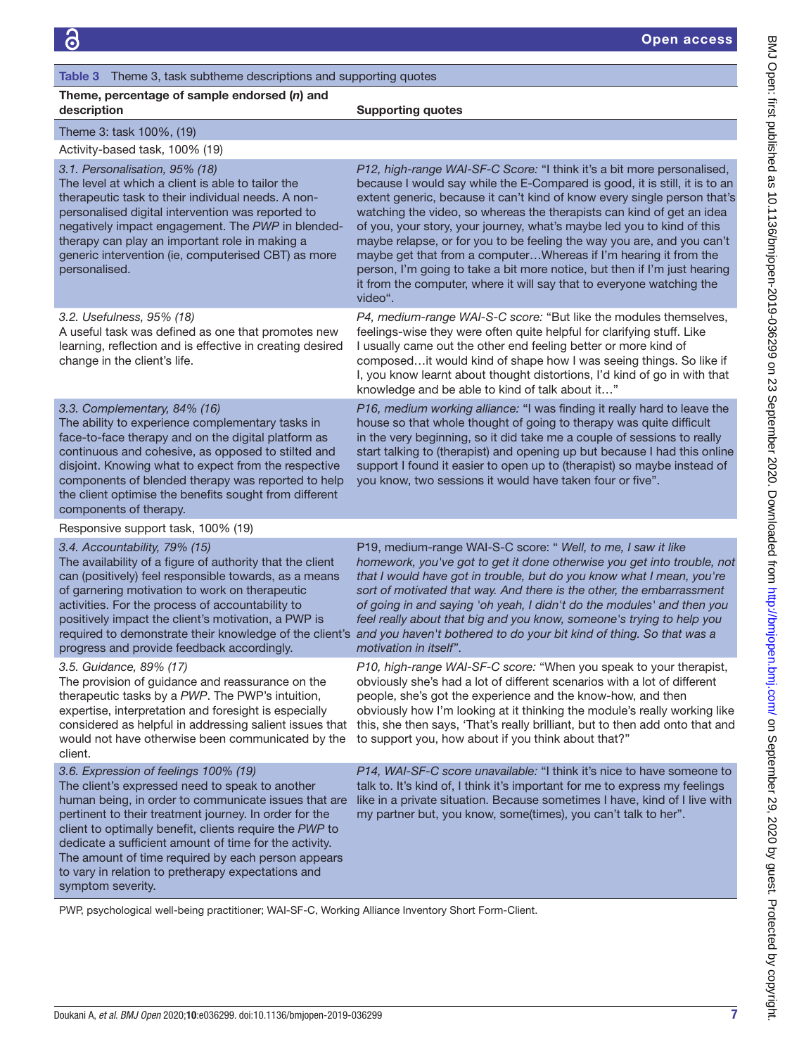**Table 3** Theme 3, task subtheme descriptions and supporting quotes

| Theme, percentage of sample endorsed (*n*) and description | Supporting quotes |
|---|---|
| Theme 3: task 100%, (19) | |
| Activity-based task, 100% (19) | |
| *3.1. Personalisation, 95% (18)*<br>The level at which a client is able to tailor the therapeutic task to their individual needs. A non-personalised digital intervention was reported to negatively impact engagement. The *PWP* in blended-therapy can play an important role in making a generic intervention (ie, computerised CBT) as more personalised. | *P12, high-range WAI-SF-C Score:* "I think it's a bit more personalised, because I would say while the E-Compared is good, it is still, it is to an extent generic, because it can't kind of know every single person that's watching the video, so whereas the therapists can kind of get an idea of you, your story, your journey, what's maybe led you to kind of this maybe relapse, or for you to be feeling the way you are, and you can't maybe get that from a computer…Whereas if I'm hearing it from the person, I'm going to take a bit more notice, but then if I'm just hearing it from the computer, where it will say that to everyone watching the video". |
| *3.2. Usefulness, 95% (18)*<br>A useful task was defined as one that promotes new learning, reflection and is effective in creating desired change in the client's life. | *P4, medium-range WAI-S-C score:* "But like the modules themselves, feelings-wise they were often quite helpful for clarifying stuff. Like I usually came out the other end feeling better or more kind of composed…it would kind of shape how I was seeing things. So like if I, you know learnt about thought distortions, I'd kind of go in with that knowledge and be able to kind of talk about it…" |
| *3.3. Complementary, 84% (16)*<br>The ability to experience complementary tasks in face-to-face therapy and on the digital platform as continuous and cohesive, as opposed to stilted and disjoint. Knowing what to expect from the respective components of blended therapy was reported to help the client optimise the benefits sought from different components of therapy. | *P16, medium working alliance:* "I was finding it really hard to leave the house so that whole thought of going to therapy was quite difficult in the very beginning, so it did take me a couple of sessions to really start talking to (therapist) and opening up but because I had this online support I found it easier to open up to (therapist) so maybe instead of you know, two sessions it would have taken four or five". |
| Responsive support task, 100% (19) | |
| *3.4. Accountability, 79% (15)*<br>The availability of a figure of authority that the client can (positively) feel responsible towards, as a means of garnering motivation to work on therapeutic activities. For the process of accountability to positively impact the client's motivation, a PWP is required to demonstrate their knowledge of the client's progress and provide feedback accordingly. | P19, medium-range WAI-S-C score: " *Well, to me, I saw it like homework, you've got to get it done otherwise you get into trouble, not that I would have got in trouble, but do you know what I mean, you're sort of motivated that way. And there is the other, the embarrassment of going in and saying 'oh yeah, I didn't do the modules' and then you feel really about that big and you know, someone's trying to help you and you haven't bothered to do your bit kind of thing. So that was a motivation in itself".* |
| *3.5. Guidance, 89% (17)*<br>The provision of guidance and reassurance on the therapeutic tasks by a *PWP*. The PWP's intuition, expertise, interpretation and foresight is especially considered as helpful in addressing salient issues that would not have otherwise been communicated by the client. | *P10, high-range WAI-SF-C score:* "When you speak to your therapist, obviously she's had a lot of different scenarios with a lot of different people, she's got the experience and the know-how, and then obviously how I'm looking at it thinking the module's really working like this, she then says, 'That's really brilliant, but to then add onto that and to support you, how about if you think about that?" |
| *3.6. Expression of feelings 100% (19)*<br>The client's expressed need to speak to another human being, in order to communicate issues that are pertinent to their treatment journey. In order for the client to optimally benefit, clients require the *PWP* to dedicate a sufficient amount of time for the activity. The amount of time required by each person appears to vary in relation to pretherapy expectations and symptom severity. | *P14, WAI-SF-C score unavailable:* "I think it's nice to have someone to talk to. It's kind of, I think it's important for me to express my feelings like in a private situation. Because sometimes I have, kind of I live with my partner but, you know, some(times), you can't talk to her". |

PWP, psychological well-being practitioner; WAI-SF-C, Working Alliance Inventory Short Form-Client.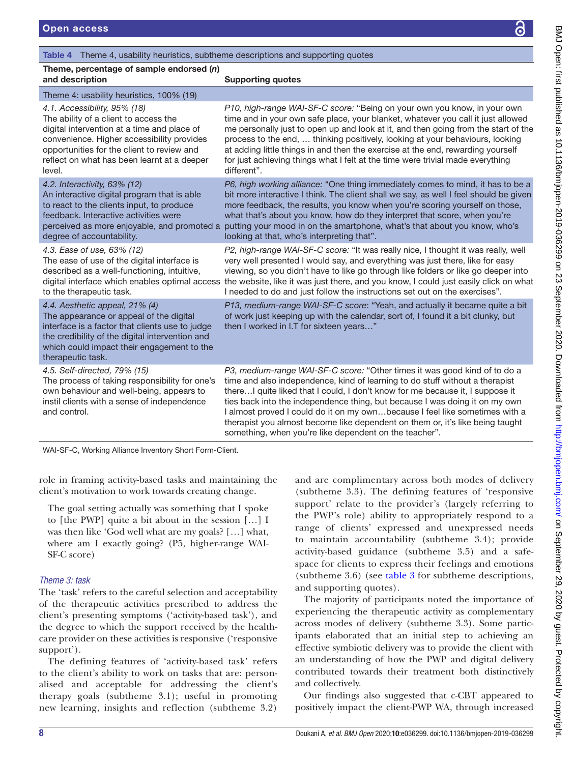**Table 4** Theme 4, usability heuristics, subtheme descriptions and supporting quotes

| Theme, percentage of sample endorsed (*n*) and description | Supporting quotes |
|---|---|
| Theme 4: usability heuristics, 100% (19) | |
| *4.1. Accessibility, 95% (18)* The ability of a client to access the digital intervention at a time and place of convenience. Higher accessibility provides opportunities for the client to review and reflect on what has been learnt at a deeper level. | *P10, high-range WAI-SF-C score:* "Being on your own you know, in your own time and in your own safe place, your blanket, whatever you call it just allowed me personally just to open up and look at it, and then going from the start of the process to the end, … thinking positively, looking at your behaviours, looking at adding little things in and then the exercise at the end, rewarding yourself for just achieving things what I felt at the time were trivial made everything different". |
| *4.2. Interactivity, 63% (12)* An interactive digital program that is able to react to the clients input, to produce feedback. Interactive activities were perceived as more enjoyable, and promoted a degree of accountability. | *P6, high working alliance:* "One thing immediately comes to mind, it has to be a bit more interactive I think. The client shall we say, as well I feel should be given more feedback, the results, you know when you're scoring yourself on those, what that's about you know, how do they interpret that score, when you're putting your mood in on the smartphone, what's that about you know, who's looking at that, who's interpreting that". |
| *4.3. Ease of use, 63% (12)* The ease of use of the digital interface is described as a well-functioning, intuitive, digital interface which enables optimal access to the therapeutic task. | *P2, high-range WAI-SF-C score:* "It was really nice, I thought it was really, well very well presented I would say, and everything was just there, like for easy viewing, so you didn't have to like go through like folders or like go deeper into the website, like it was just there, and you know, I could just easily click on what I needed to do and just follow the instructions set out on the exercises". |
| *4.4. Aesthetic appeal, 21% (4)* The appearance or appeal of the digital interface is a factor that clients use to judge the credibility of the digital intervention and which could impact their engagement to the therapeutic task. | *P13, medium-range WAI-SF-C score*: "Yeah, and actually it became quite a bit of work just keeping up with the calendar, sort of, I found it a bit clunky, but then I worked in I.T for sixteen years…" |
| *4.5. Self-directed, 79% (15)* The process of taking responsibility for one's own behaviour and well-being, appears to instil clients with a sense of independence and control. | *P3, medium-range WAI-SF-C score:* "Other times it was good kind of to do a time and also independence, kind of learning to do stuff without a therapist there…I quite liked that I could, I don't know for me because it, I suppose it ties back into the independence thing, but because I was doing it on my own I almost proved I could do it on my own…because I feel like sometimes with a therapist you almost become like dependent on them or, it's like being taught something, when you're like dependent on the teacher". |

WAI-SF-C, Working Alliance Inventory Short Form-Client.

role in framing activity-based tasks and maintaining the client's motivation to work towards creating change.

> The goal setting actually was something that I spoke to [the PWP] quite a bit about in the session […] I was then like 'God well what are my goals? […] what, where am I exactly going? (P5, higher-range WAI-SF-C score)

### *Theme 3: task*

The 'task' refers to the careful selection and acceptability of the therapeutic activities prescribed to address the client's presenting symptoms ('activity-based task'), and the degree to which the support received by the healthcare provider on these activities is responsive ('responsive support').

The defining features of 'activity-based task' refers to the client's ability to work on tasks that are: personalised and acceptable for addressing the client's therapy goals (subtheme 3.1); useful in promoting new learning, insights and reflection (subtheme 3.2) and are complimentary across both modes of delivery (subtheme 3.3). The defining features of 'responsive support' relate to the provider's (largely referring to the PWP's role) ability to appropriately respond to a range of clients' expressed and unexpressed needs to maintain accountability (subtheme 3.4); provide activity-based guidance (subtheme 3.5) and a safe-space for clients to express their feelings and emotions (subtheme 3.6) (see table 3 for subtheme descriptions, and supporting quotes).

The majority of participants noted the importance of experiencing the therapeutic activity as complementary across modes of delivery (subtheme 3.3). Some participants elaborated that an initial step to achieving an effective symbiotic delivery was to provide the client with an understanding of how the PWP and digital delivery contributed towards their treatment both distinctively and collectively.

Our findings also suggested that c-CBT appeared to positively impact the client-PWP WA, through increased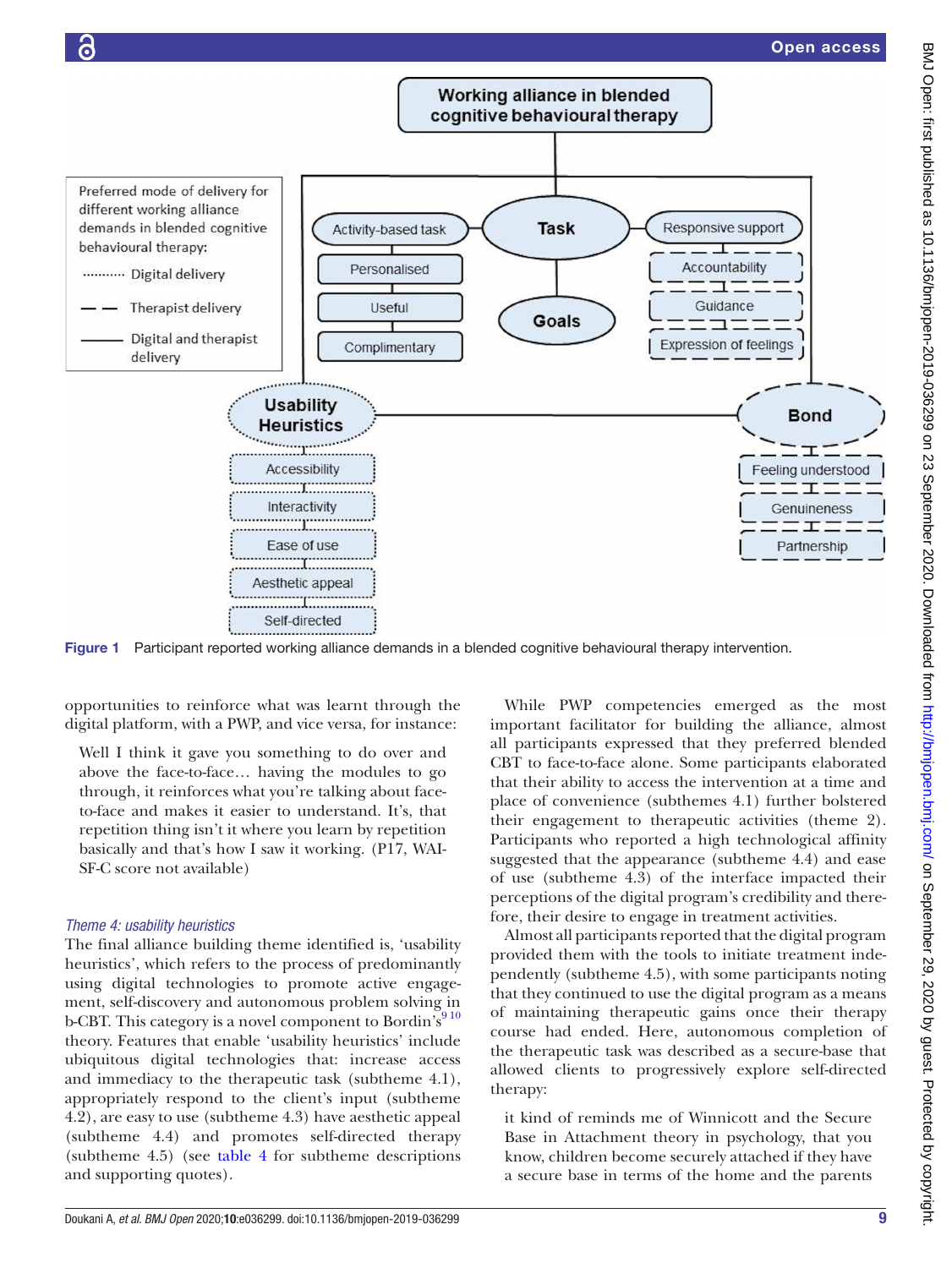Figure 1 Participant reported working alliance demands in a blended cognitive behavioural therapy intervention.

opportunities to reinforce what was learnt through the digital platform, with a PWP, and vice versa, for instance:

> Well I think it gave you something to do over and above the face-to-face… having the modules to go through, it reinforces what you're talking about face-to-face and makes it easier to understand. It's, that repetition thing isn't it where you learn by repetition basically and that's how I saw it working. (P17, WAI-SF-C score not available)

### *Theme 4: usability heuristics*

The final alliance building theme identified is, 'usability heuristics', which refers to the process of predominantly using digital technologies to promote active engagement, self-discovery and autonomous problem solving in b-CBT. This category is a novel component to Bordin's[9 10] theory. Features that enable 'usability heuristics' include ubiquitous digital technologies that: increase access and immediacy to the therapeutic task (subtheme 4.1), appropriately respond to the client's input (subtheme 4.2), are easy to use (subtheme 4.3) have aesthetic appeal (subtheme 4.4) and promotes self-directed therapy (subtheme 4.5) (see table 4 for subtheme descriptions and supporting quotes).

While PWP competencies emerged as the most important facilitator for building the alliance, almost all participants expressed that they preferred blended CBT to face-to-face alone. Some participants elaborated that their ability to access the intervention at a time and place of convenience (subthemes 4.1) further bolstered their engagement to therapeutic activities (theme 2). Participants who reported a high technological affinity suggested that the appearance (subtheme 4.4) and ease of use (subtheme 4.3) of the interface impacted their perceptions of the digital program's credibility and therefore, their desire to engage in treatment activities.

Almost all participants reported that the digital program provided them with the tools to initiate treatment independently (subtheme 4.5), with some participants noting that they continued to use the digital program as a means of maintaining therapeutic gains once their therapy course had ended. Here, autonomous completion of the therapeutic task was described as a secure-base that allowed clients to progressively explore self-directed therapy:

> it kind of reminds me of Winnicott and the Secure Base in Attachment theory in psychology, that you know, children become securely attached if they have a secure base in terms of the home and the parents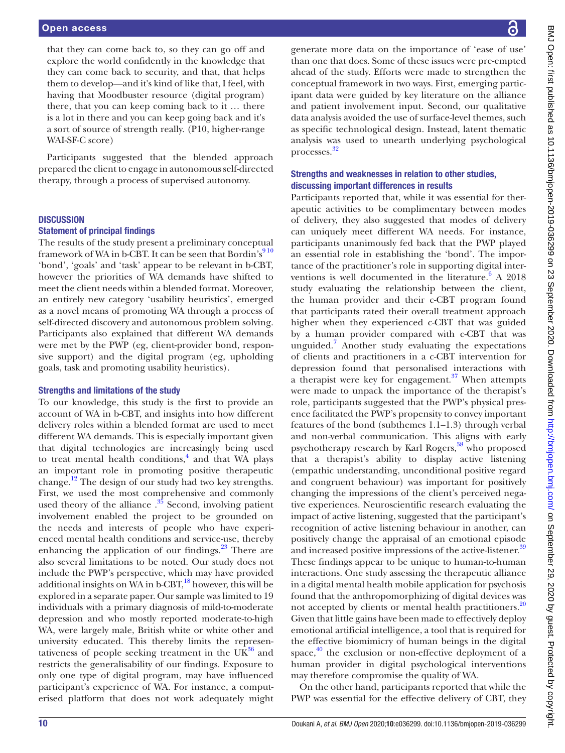that they can come back to, so they can go off and explore the world confidently in the knowledge that they can come back to security, and that, that helps them to develop—and it's kind of like that, I feel, with having that Moodbuster resource (digital program) there, that you can keep coming back to it … there is a lot in there and you can keep going back and it's a sort of source of strength really. (P10, higher-range WAI-SF-C score)

Participants suggested that the blended approach prepared the client to engage in autonomous self-directed therapy, through a process of supervised autonomy.

## DISCUSSION

### Statement of principal findings

The results of the study present a preliminary conceptual framework of WA in b-CBT. It can be seen that Bordin's[9 10] 'bond', 'goals' and 'task' appear to be relevant in b-CBT, however the priorities of WA demands have shifted to meet the client needs within a blended format. Moreover, an entirely new category 'usability heuristics', emerged as a novel means of promoting WA through a process of self-directed discovery and autonomous problem solving. Participants also explained that different WA demands were met by the PWP (eg, client-provider bond, responsive support) and the digital program (eg, upholding goals, task and promoting usability heuristics).

### Strengths and limitations of the study

To our knowledge, this study is the first to provide an account of WA in b-CBT, and insights into how different delivery roles within a blended format are used to meet different WA demands. This is especially important given that digital technologies are increasingly being used to treat mental health conditions,[4] and that WA plays an important role in promoting positive therapeutic change.[12] The design of our study had two key strengths. First, we used the most comprehensive and commonly used theory of the alliance .[35] Second, involving patient involvement enabled the project to be grounded on the needs and interests of people who have experienced mental health conditions and service-use, thereby enhancing the application of our findings.[23] There are also several limitations to be noted. Our study does not include the PWP's perspective, which may have provided additional insights on WA in b-CBT,[18] however, this will be explored in a separate paper. Our sample was limited to 19 individuals with a primary diagnosis of mild-to-moderate depression and who mostly reported moderate-to-high WA, were largely male, British white or white other and university educated. This thereby limits the representativeness of people seeking treatment in the UK[36] and restricts the generalisability of our findings. Exposure to only one type of digital program, may have influenced participant's experience of WA. For instance, a computerised platform that does not work adequately might generate more data on the importance of 'ease of use' than one that does. Some of these issues were pre-empted ahead of the study. Efforts were made to strengthen the conceptual framework in two ways. First, emerging participant data were guided by key literature on the alliance and patient involvement input. Second, our qualitative data analysis avoided the use of surface-level themes, such as specific technological design. Instead, latent thematic analysis was used to unearth underlying psychological processes.[32]

### Strengths and weaknesses in relation to other studies, discussing important differences in results

Participants reported that, while it was essential for therapeutic activities to be complimentary between modes of delivery, they also suggested that modes of delivery can uniquely meet different WA needs. For instance, participants unanimously fed back that the PWP played an essential role in establishing the 'bond'. The importance of the practitioner's role in supporting digital interventions is well documented in the literature.[6] A 2018 study evaluating the relationship between the client, the human provider and their c-CBT program found that participants rated their overall treatment approach higher when they experienced c-CBT that was guided by a human provider compared with c-CBT that was unguided.[7] Another study evaluating the expectations of clients and practitioners in a c-CBT intervention for depression found that personalised interactions with a therapist were key for engagement.[37] When attempts were made to unpack the importance of the therapist's role, participants suggested that the PWP's physical presence facilitated the PWP's propensity to convey important features of the bond (subthemes 1.1–1.3) through verbal and non-verbal communication. This aligns with early psychotherapy research by Karl Rogers,[38] who proposed that a therapist's ability to display active listening (empathic understanding, unconditional positive regard and congruent behaviour) was important for positively changing the impressions of the client's perceived negative experiences. Neuroscientific research evaluating the impact of active listening, suggested that the participant's recognition of active listening behaviour in another, can positively change the appraisal of an emotional episode and increased positive impressions of the active-listener.[39] These findings appear to be unique to human-to-human interactions. One study assessing the therapeutic alliance in a digital mental health mobile application for psychosis found that the anthropomorphizing of digital devices was not accepted by clients or mental health practitioners.[20] Given that little gains have been made to effectively deploy emotional artificial intelligence, a tool that is required for the effective biomimicry of human beings in the digital space,[40] the exclusion or non-effective deployment of a human provider in digital psychological interventions may therefore compromise the quality of WA.

On the other hand, participants reported that while the PWP was essential for the effective delivery of CBT, they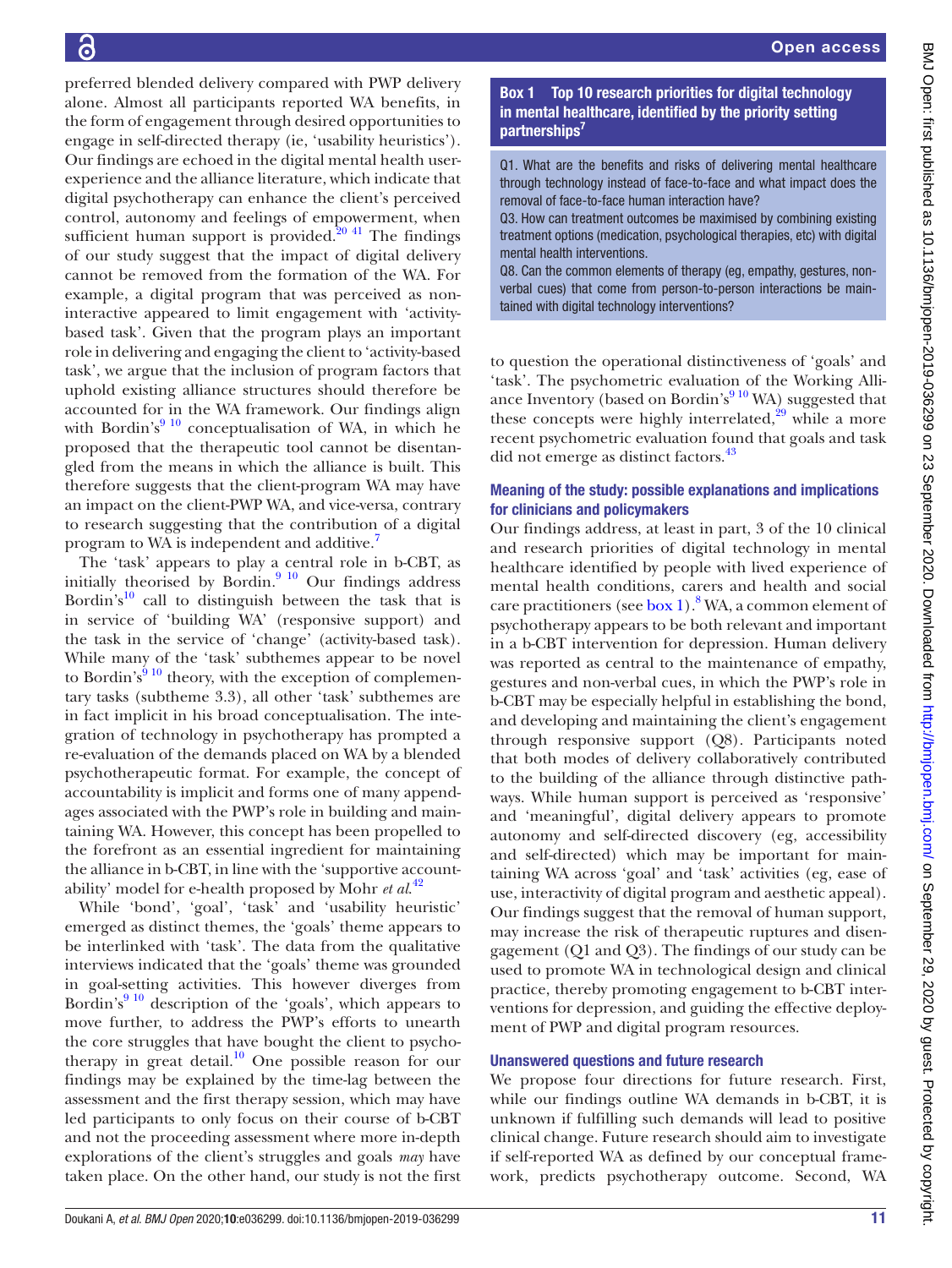preferred blended delivery compared with PWP delivery alone. Almost all participants reported WA benefits, in the form of engagement through desired opportunities to engage in self-directed therapy (ie, 'usability heuristics'). Our findings are echoed in the digital mental health user-experience and the alliance literature, which indicate that digital psychotherapy can enhance the client's perceived control, autonomy and feelings of empowerment, when sufficient human support is provided.[20 41] The findings of our study suggest that the impact of digital delivery cannot be removed from the formation of the WA. For example, a digital program that was perceived as non-interactive appeared to limit engagement with 'activity-based task'. Given that the program plays an important role in delivering and engaging the client to 'activity-based task', we argue that the inclusion of program factors that uphold existing alliance structures should therefore be accounted for in the WA framework. Our findings align with Bordin's[9 10] conceptualisation of WA, in which he proposed that the therapeutic tool cannot be disentangled from the means in which the alliance is built. This therefore suggests that the client-program WA may have an impact on the client-PWP WA, and vice-versa, contrary to research suggesting that the contribution of a digital program to WA is independent and additive.[7]

The 'task' appears to play a central role in b-CBT, as initially theorised by Bordin.[9 10] Our findings address Bordin's[10] call to distinguish between the task that is in service of 'building WA' (responsive support) and the task in the service of 'change' (activity-based task). While many of the 'task' subthemes appear to be novel to Bordin's[9 10] theory, with the exception of complementary tasks (subtheme 3.3), all other 'task' subthemes are in fact implicit in his broad conceptualisation. The integration of technology in psychotherapy has prompted a re-evaluation of the demands placed on WA by a blended psychotherapeutic format. For example, the concept of accountability is implicit and forms one of many appendages associated with the PWP's role in building and maintaining WA. However, this concept has been propelled to the forefront as an essential ingredient for maintaining the alliance in b-CBT, in line with the 'supportive accountability' model for e-health proposed by Mohr *et al*.[42]

While 'bond', 'goal', 'task' and 'usability heuristic' emerged as distinct themes, the 'goals' theme appears to be interlinked with 'task'. The data from the qualitative interviews indicated that the 'goals' theme was grounded in goal-setting activities. This however diverges from Bordin's[9 10] description of the 'goals', which appears to move further, to address the PWP's efforts to unearth the core struggles that have bought the client to psychotherapy in great detail.[10] One possible reason for our findings may be explained by the time-lag between the assessment and the first therapy session, which may have led participants to only focus on their course of b-CBT and not the proceeding assessment where more in-depth explorations of the client's struggles and goals *may* have taken place. On the other hand, our study is not the first to question the operational distinctiveness of 'goals' and 'task'. The psychometric evaluation of the Working Alliance Inventory (based on Bordin's[9 10] WA) suggested that these concepts were highly interrelated,[29] while a more recent psychometric evaluation found that goals and task did not emerge as distinct factors.[43]

**Box 1 Top 10 research priorities for digital technology in mental healthcare, identified by the priority setting partnerships[7]**

Q1. What are the benefits and risks of delivering mental healthcare through technology instead of face-to-face and what impact does the removal of face-to-face human interaction have?

Q3. How can treatment outcomes be maximised by combining existing treatment options (medication, psychological therapies, etc) with digital mental health interventions.

Q8. Can the common elements of therapy (eg, empathy, gestures, non-verbal cues) that come from person-to-person interactions be maintained with digital technology interventions?

### Meaning of the study: possible explanations and implications for clinicians and policymakers

Our findings address, at least in part, 3 of the 10 clinical and research priorities of digital technology in mental healthcare identified by people with lived experience of mental health conditions, carers and health and social care practitioners (see box 1).[8] WA, a common element of psychotherapy appears to be both relevant and important in a b-CBT intervention for depression. Human delivery was reported as central to the maintenance of empathy, gestures and non-verbal cues, in which the PWP's role in b-CBT may be especially helpful in establishing the bond, and developing and maintaining the client's engagement through responsive support (Q8). Participants noted that both modes of delivery collaboratively contributed to the building of the alliance through distinctive pathways. While human support is perceived as 'responsive' and 'meaningful', digital delivery appears to promote autonomy and self-directed discovery (eg, accessibility and self-directed) which may be important for maintaining WA across 'goal' and 'task' activities (eg, ease of use, interactivity of digital program and aesthetic appeal). Our findings suggest that the removal of human support, may increase the risk of therapeutic ruptures and disengagement (Q1 and Q3). The findings of our study can be used to promote WA in technological design and clinical practice, thereby promoting engagement to b-CBT interventions for depression, and guiding the effective deployment of PWP and digital program resources.

### Unanswered questions and future research

We propose four directions for future research. First, while our findings outline WA demands in b-CBT, it is unknown if fulfilling such demands will lead to positive clinical change. Future research should aim to investigate if self-reported WA as defined by our conceptual framework, predicts psychotherapy outcome. Second, WA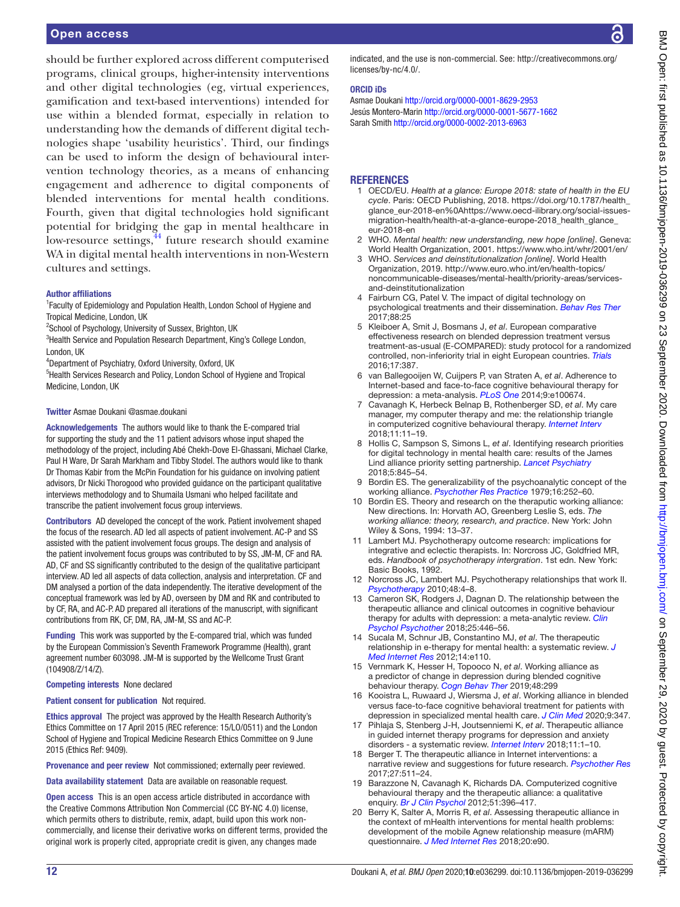should be further explored across different computerised programs, clinical groups, higher-intensity interventions and other digital technologies (eg, virtual experiences, gamification and text-based interventions) intended for use within a blended format, especially in relation to understanding how the demands of different digital technologies shape 'usability heuristics'. Third, our findings can be used to inform the design of behavioural intervention technology theories, as a means of enhancing engagement and adherence to digital components of blended interventions for mental health conditions. Fourth, given that digital technologies hold significant potential for bridging the gap in mental healthcare in low-resource settings,[44] future research should examine WA in digital mental health interventions in non-Western cultures and settings.

**Author affiliations**

[1]Faculty of Epidemiology and Population Health, London School of Hygiene and Tropical Medicine, London, UK
[2]School of Psychology, University of Sussex, Brighton, UK
[3]Health Service and Population Research Department, King's College London, London, UK
[4]Department of Psychiatry, Oxford University, Oxford, UK
[5]Health Services Research and Policy, London School of Hygiene and Tropical Medicine, London, UK

**Twitter** Asmae Doukani @asmae.doukani

**Acknowledgements** The authors would like to thank the E-compared trial for supporting the study and the 11 patient advisors whose input shaped the methodology of the project, including Abé Chekh-Dove El-Ghassani, Michael Clarke, Paul H Ware, Dr Sarah Markham and Tibby Stodel. The authors would like to thank Dr Thomas Kabir from the McPin Foundation for his guidance on involving patient advisors, Dr Nicki Thorogood who provided guidance on the participant qualitative interviews methodology and to Shumaila Usmani who helped facilitate and transcribe the patient involvement focus group interviews.

**Contributors** AD developed the concept of the work. Patient involvement shaped the focus of the research. AD led all aspects of patient involvement. AC-P and SS assisted with the patient involvement focus groups. The design and analysis of the patient involvement focus groups was contributed to by SS, JM-M, CF and RA. AD, CF and SS significantly contributed to the design of the qualitative participant interview. AD led all aspects of data collection, analysis and interpretation. CF and DM analysed a portion of the data independently. The iterative development of the conceptual framework was led by AD, overseen by DM and RK and contributed to by CF, RA, and AC-P. AD prepared all iterations of the manuscript, with significant contributions from RK, CF, DM, RA, JM-M, SS and AC-P.

**Funding** This work was supported by the E-compared trial, which was funded by the European Commission's Seventh Framework Programme (Health), grant agreement number 603098. JM-M is supported by the Wellcome Trust Grant (104908/Z/14/Z).

**Competing interests** None declared

**Patient consent for publication** Not required.

**Ethics approval** The project was approved by the Health Research Authority's Ethics Committee on 17 April 2015 (REC reference: 15/LO/0511) and the London School of Hygiene and Tropical Medicine Research Ethics Committee on 9 June 2015 (Ethics Ref: 9409).

**Provenance and peer review** Not commissioned; externally peer reviewed.

**Data availability statement** Data are available on reasonable request.

**Open access** This is an open access article distributed in accordance with the Creative Commons Attribution Non Commercial (CC BY-NC 4.0) license, which permits others to distribute, remix, adapt, build upon this work non-commercially, and license their derivative works on different terms, provided the original work is properly cited, appropriate credit is given, any changes made indicated, and the use is non-commercial. See: http://creativecommons.org/licenses/by-nc/4.0/.

**ORCID iDs**

Asmae Doukani http://orcid.org/0000-0001-8629-2953
Jesús Montero-Marin http://orcid.org/0000-0001-5677-1662
Sarah Smith http://orcid.org/0000-0002-2013-6963

## REFERENCES

1. OECD/EU. *Health at a glance: Europe 2018: state of health in the EU cycle*. Paris: OECD Publishing, 2018. https://doi.org/10.1787/health_glance_eur-2018-en%0Ahttps://www.oecd-ilibrary.org/social-issues-migration-health/health-at-a-glance-europe-2018_health_glance_eur-2018-en
2. WHO. *Mental health: new understanding, new hope [online]*. Geneva: World Health Organization, 2001. https://www.who.int/whr/2001/en/
3. WHO. *Services and deinstitutionalization [online]*. World Health Organization, 2019. http://www.euro.who.int/en/health-topics/noncommunicable-diseases/mental-health/priority-areas/services-and-deinstitutionalization
4. Fairburn CG, Patel V. The impact of digital technology on psychological treatments and their dissemination. *Behav Res Ther* 2017;88:25
5. Kleiboer A, Smit J, Bosmans J, *et al*. European comparative effectiveness research on blended depression treatment versus treatment-as-usual (E-COMPARED): study protocol for a randomized controlled, non-inferiority trial in eight European countries. *Trials* 2016;17:387.
6. van Ballegooijen W, Cuijpers P, van Straten A, *et al*. Adherence to Internet-based and face-to-face cognitive behavioural therapy for depression: a meta-analysis. *PLoS One* 2014;9:e100674.
7. Cavanagh K, Herbeck Belnap B, Rothenberger SD, *et al*. My care manager, my computer therapy and me: the relationship triangle in computerized cognitive behavioural therapy. *Internet Interv* 2018;11:11–19.
8. Hollis C, Sampson S, Simons L, *et al*. Identifying research priorities for digital technology in mental health care: results of the James Lind alliance priority setting partnership. *Lancet Psychiatry* 2018;5:845–54.
9. Bordin ES. The generalizability of the psychoanalytic concept of the working alliance. *Psychother Res Practice* 1979;16:252–60.
10. Bordin ES. Theory and research on the therapeutic working alliance: New directions. In: Horvath AO, Greenberg Leslie S, eds. *The working alliance: theory, research, and practice*. New York: John Wiley & Sons, 1994: 13–37.
11. Lambert MJ. Psychotherapy outcome research: implications for integrative and eclectic therapists. In: Norcross JC, Goldfried MR, eds. *Handbook of psychotherapy intergration*. 1st edn. New York: Basic Books, 1992.
12. Norcross JC, Lambert MJ. Psychotherapy relationships that work II. *Psychotherapy* 2010;48:4–8.
13. Cameron SK, Rodgers J, Dagnan D. The relationship between the therapeutic alliance and clinical outcomes in cognitive behaviour therapy for adults with depression: a meta-analytic review. *Clin Psychol Psychother* 2018;25:446–56.
14. Sucala M, Schnur JB, Constantino MJ, *et al*. The therapeutic relationship in e-therapy for mental health: a systematic review. *J Med Internet Res* 2012;14:e110.
15. Vernmark K, Hesser H, Topooco N, *et al*. Working alliance as a predictor of change in depression during blended cognitive behaviour therapy. *Cogn Behav Ther* 2019;48:299
16. Kooistra L, Ruwaard J, Wiersma J, *et al*. Working alliance in blended versus face-to-face cognitive behavioral treatment for patients with depression in specialized mental health care. *J Clin Med* 2020;9:347.
17. Pihlaja S, Stenberg J-H, Joutsenniemi K, *et al*. Therapeutic alliance in guided internet therapy programs for depression and anxiety disorders - a systematic review. *Internet Interv* 2018;11:1–10.
18. Berger T. The therapeutic alliance in Internet interventions: a narrative review and suggestions for future research. *Psychother Res* 2017;27:511–24.
19. Barazzone N, Cavanagh K, Richards DA. Computerized cognitive behavioural therapy and the therapeutic alliance: a qualitative enquiry. *Br J Clin Psychol* 2012;51:396–417.
20. Berry K, Salter A, Morris R, *et al*. Assessing therapeutic alliance in the context of mHealth interventions for mental health problems: development of the mobile Agnew relationship measure (mARM) questionnaire. *J Med Internet Res* 2018;20:e90.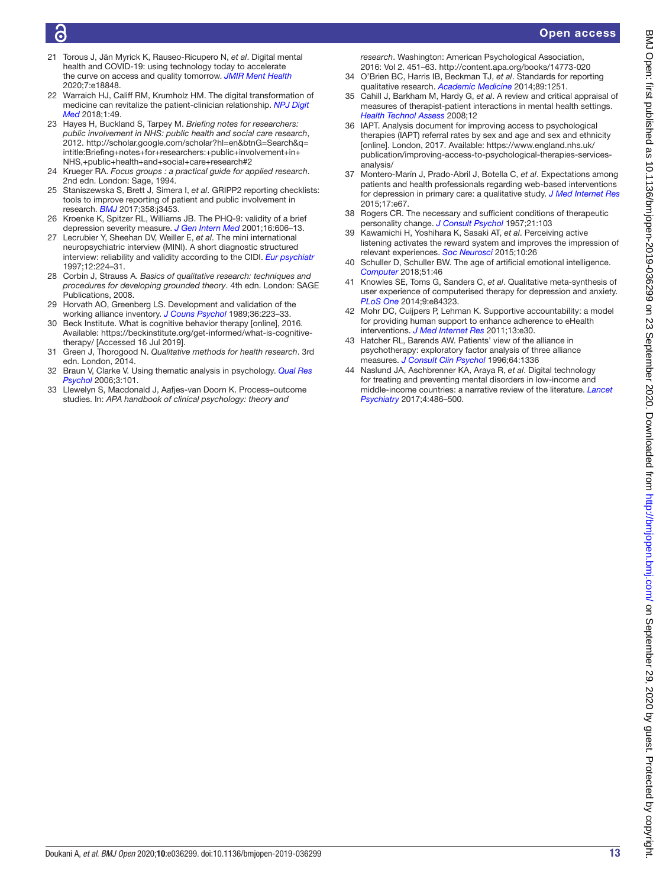21 Torous J, Jän Myrick K, Rauseo-Ricupero N, *et al*. Digital mental health and COVID-19: using technology today to accelerate the curve on access and quality tomorrow. *JMIR Ment Health* 2020;7:e18848.

22 Warraich HJ, Califf RM, Krumholz HM. The digital transformation of medicine can revitalize the patient-clinician relationship. *NPJ Digit Med* 2018;1:49.

23 Hayes H, Buckland S, Tarpey M. *Briefing notes for researchers: public involvement in NHS: public health and social care research*, 2012. http://scholar.google.com/scholar?hl=en&btnG=Search&q=intitle:Briefing+notes+for+researchers:+public+involvement+in+NHS,+public+health+and+social+care+research#2

24 Krueger RA. *Focus groups : a practical guide for applied research*. 2nd edn. London: Sage, 1994.

25 Staniszewska S, Brett J, Simera I, *et al*. GRIPP2 reporting checklists: tools to improve reporting of patient and public involvement in research. *BMJ* 2017;358:j3453.

26 Kroenke K, Spitzer RL, Williams JB. The PHQ-9: validity of a brief depression severity measure. *J Gen Intern Med* 2001;16:606–13.

27 Lecrubier Y, Sheehan DV, Weiller E, *et al*. The mini international neuropsychiatric interview (MINI). A short diagnostic structured interview: reliability and validity according to the CIDI. *Eur psychiatr* 1997;12:224–31.

28 Corbin J, Strauss A. *Basics of qualitative research: techniques and procedures for developing grounded theory*. 4th edn. London: SAGE Publications, 2008.

29 Horvath AO, Greenberg LS. Development and validation of the working alliance inventory. *J Couns Psychol* 1989;36:223–33.

30 Beck Institute. What is cognitive behavior therapy [online], 2016. Available: https://beckinstitute.org/get-informed/what-is-cognitive-therapy/ [Accessed 16 Jul 2019].

31 Green J, Thorogood N. *Qualitative methods for health research*. 3rd edn. London, 2014.

32 Braun V, Clarke V. Using thematic analysis in psychology. *Qual Res Psychol* 2006;3:101.

33 Llewelyn S, Macdonald J, Aafjes-van Doorn K. Process–outcome studies. In: *APA handbook of clinical psychology: theory and research*. Washington: American Psychological Association, 2016: Vol 2. 451–63. http://content.apa.org/books/14773-020

34 O'Brien BC, Harris IB, Beckman TJ, *et al*. Standards for reporting qualitative research. *Academic Medicine* 2014;89:1251.

35 Cahill J, Barkham M, Hardy G, *et al*. A review and critical appraisal of measures of therapist-patient interactions in mental health settings. *Health Technol Assess* 2008;12

36 IAPT. Analysis document for improving access to psychological therapies (IAPT) referral rates by sex and age and sex and ethnicity [online]. London, 2017. Available: https://www.england.nhs.uk/publication/improving-access-to-psychological-therapies-services-analysis/

37 Montero-Marín J, Prado-Abril J, Botella C, *et al*. Expectations among patients and health professionals regarding web-based interventions for depression in primary care: a qualitative study. *J Med Internet Res* 2015;17:e67.

38 Rogers CR. The necessary and sufficient conditions of therapeutic personality change. *J Consult Psychol* 1957;21:103

39 Kawamichi H, Yoshihara K, Sasaki AT, *et al*. Perceiving active listening activates the reward system and improves the impression of relevant experiences. *Soc Neurosci* 2015;10:26

40 Schuller D, Schuller BW. The age of artificial emotional intelligence. *Computer* 2018;51:46

41 Knowles SE, Toms G, Sanders C, *et al*. Qualitative meta-synthesis of user experience of computerised therapy for depression and anxiety. *PLoS One* 2014;9:e84323.

42 Mohr DC, Cuijpers P, Lehman K. Supportive accountability: a model for providing human support to enhance adherence to eHealth interventions. *J Med Internet Res* 2011;13:e30.

43 Hatcher RL, Barends AW. Patients' view of the alliance in psychotherapy: exploratory factor analysis of three alliance measures. *J Consult Clin Psychol* 1996;64:1336

44 Naslund JA, Aschbrenner KA, Araya R, *et al*. Digital technology for treating and preventing mental disorders in low-income and middle-income countries: a narrative review of the literature. *Lancet Psychiatry* 2017;4:486–500.